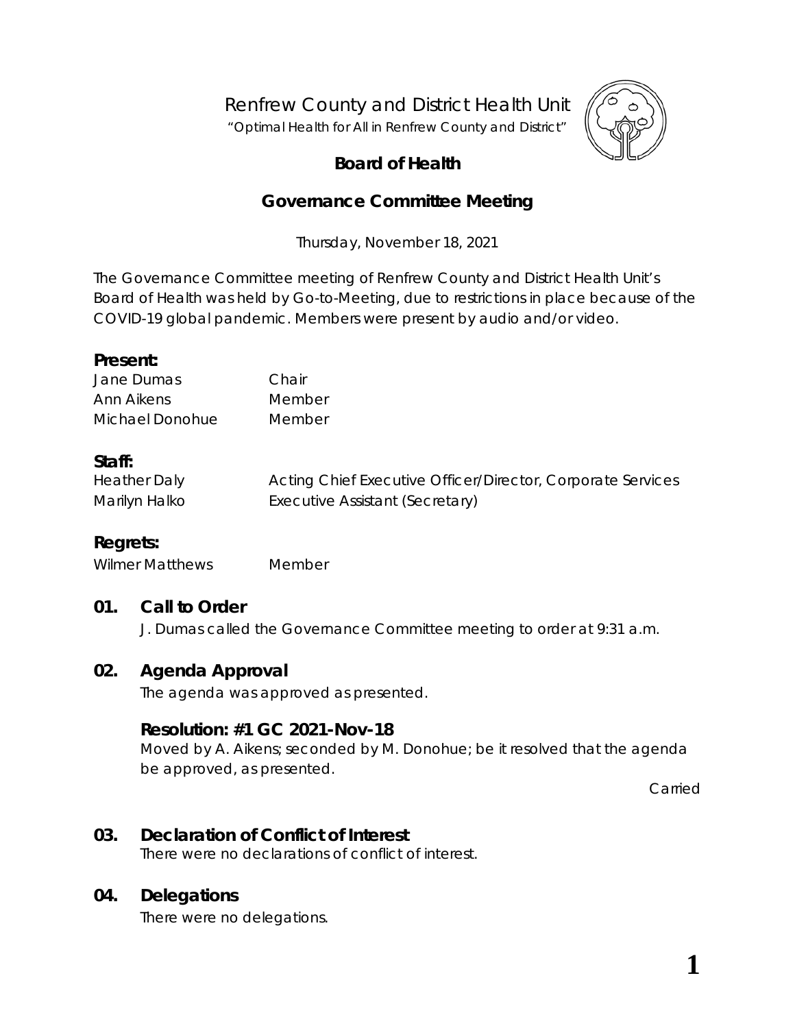# Renfrew County and District Health Unit

*"Optimal Health for All in Renfrew County and District"*

## Board of Health

## Governance Committee Meeting

Thursday, November 18, 2021

The Governance Committee meeting of Renfrew County and District Health Unit's Board of Health was held by Go-to-Meeting, due to restrictions in place because of the COVID-19 global pandemic. Members were present by audio and/or video.

### Present:

| | |
|---|---|
| Jane Dumas | Chair |
| Ann Aikens | Member |
| Michael Donohue | Member |

### Staff:

| | |
|---|---|
| Heather Daly | Acting Chief Executive Officer/Director, Corporate Services |
| Marilyn Halko | Executive Assistant (Secretary) |

### Regrets:

| | |
|---|---|
| Wilmer Matthews | Member |

### 01. Call to Order

J. Dumas called the Governance Committee meeting to order at 9:31 a.m.

### 02. Agenda Approval

The agenda was approved as presented.

**Resolution: #1 GC 2021-Nov-18**

Moved by A. Aikens; seconded by M. Donohue; be it resolved that the agenda be approved, as presented.

Carried

### 03. Declaration of Conflict of Interest

There were no declarations of conflict of interest.

### 04. Delegations

There were no delegations.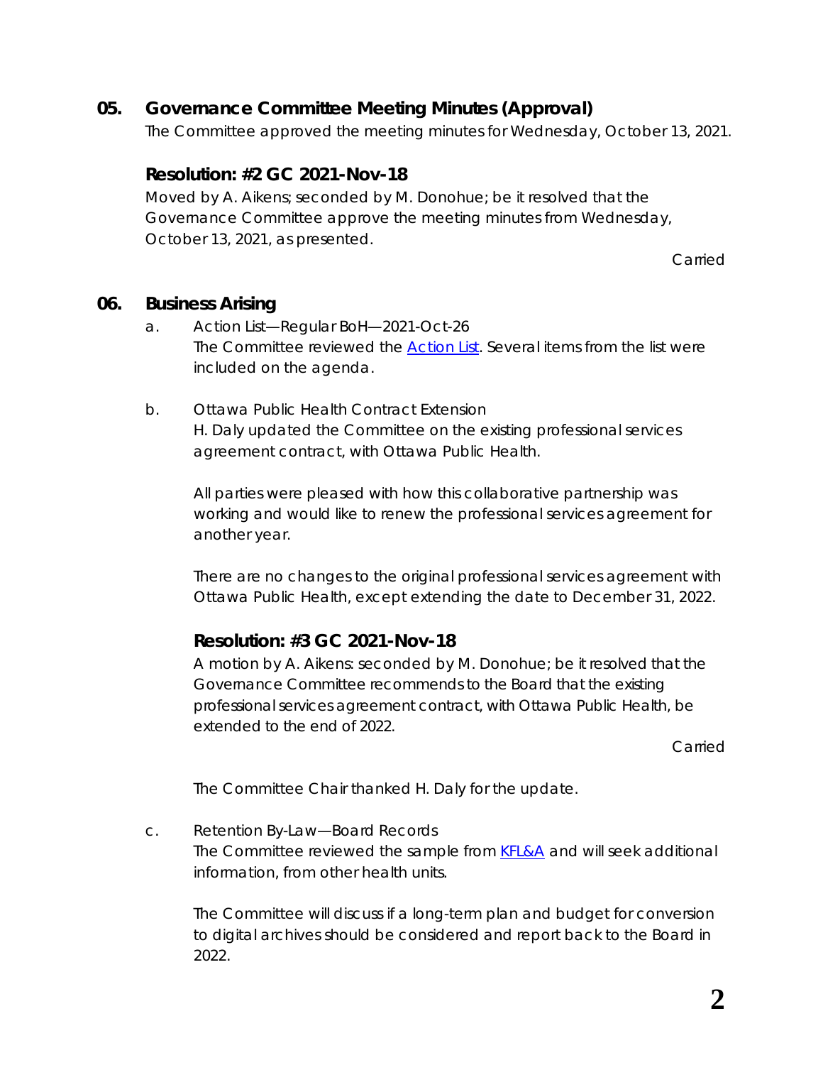## 05. Governance Committee Meeting Minutes (Approval)

The Committee approved the meeting minutes for Wednesday, October 13, 2021.

### Resolution: #2 GC 2021-Nov-18

Moved by A. Aikens; seconded by M. Donohue; be it resolved that the Governance Committee approve the meeting minutes from Wednesday, October 13, 2021, as presented.

Carried

## 06. Business Arising

a. Action List—Regular BoH—2021-Oct-26

The Committee reviewed the [Action List](). Several items from the list were included on the agenda.

b. Ottawa Public Health Contract Extension

H. Daly updated the Committee on the existing professional services agreement contract, with Ottawa Public Health.

All parties were pleased with how this collaborative partnership was working and would like to renew the professional services agreement for another year.

There are no changes to the original professional services agreement with Ottawa Public Health, except extending the date to December 31, 2022.

### Resolution: #3 GC 2021-Nov-18

A motion by A. Aikens: seconded by M. Donohue; be it resolved that the Governance Committee recommends to the Board that the existing professional services agreement contract, with Ottawa Public Health, be extended to the end of 2022.

Carried

The Committee Chair thanked H. Daly for the update.

c. Retention By-Law—Board Records

The Committee reviewed the sample from [KFL&A]() and will seek additional information, from other health units.

The Committee will discuss if a long-term plan and budget for conversion to digital archives should be considered and report back to the Board in 2022.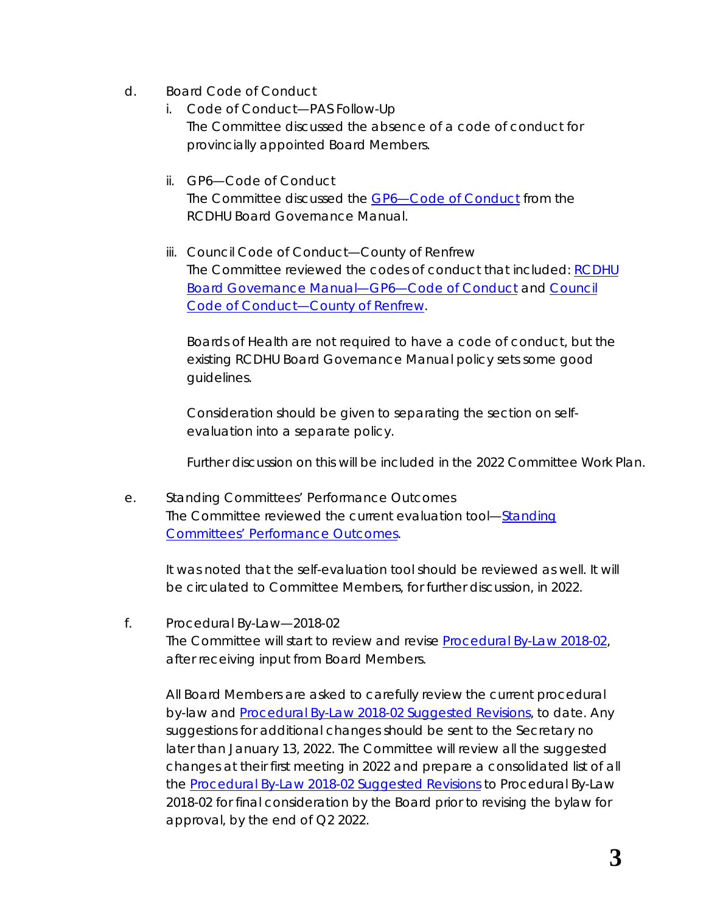d. Board Code of Conduct

   i. Code of Conduct—PAS Follow-Up
      The Committee discussed the absence of a code of conduct for provincially appointed Board Members.

   ii. GP6—Code of Conduct
      The Committee discussed the [GP6—Code of Conduct]() from the RCDHU Board Governance Manual.

   iii. Council Code of Conduct—County of Renfrew
      The Committee reviewed the codes of conduct that included: [RCDHU Board Governance Manual—GP6—Code of Conduct]() and [Council Code of Conduct—County of Renfrew]().

      Boards of Health are not required to have a code of conduct, but the existing RCDHU Board Governance Manual policy sets some good guidelines.

      Consideration should be given to separating the section on self-evaluation into a separate policy.

      Further discussion on this will be included in the 2022 Committee Work Plan.

e. Standing Committees' Performance Outcomes
   The Committee reviewed the current evaluation tool—[Standing Committees' Performance Outcomes]().

   It was noted that the self-evaluation tool should be reviewed as well. It will be circulated to Committee Members, for further discussion, in 2022.

f. Procedural By-Law—2018-02
   The Committee will start to review and revise [Procedural By-Law 2018-02](), after receiving input from Board Members.

   All Board Members are asked to carefully review the current procedural by-law and [Procedural By-Law 2018-02 Suggested Revisions](), to date. Any suggestions for additional changes should be sent to the Secretary no later than January 13, 2022. The Committee will review all the suggested changes at their first meeting in 2022 and prepare a consolidated list of all the [Procedural By-Law 2018-02 Suggested Revisions]() to Procedural By-Law 2018-02 for final consideration by the Board prior to revising the bylaw for approval, by the end of Q2 2022.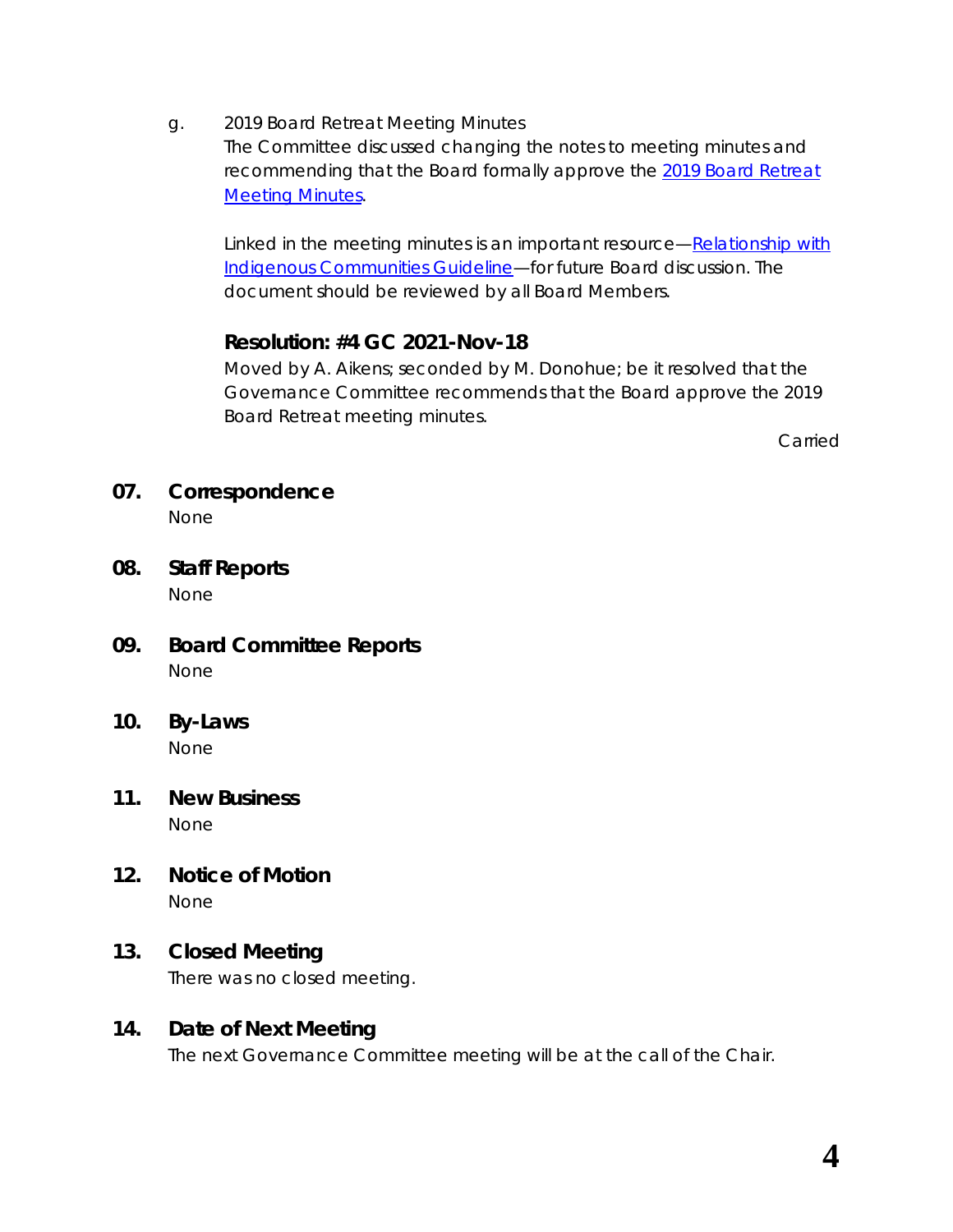g. 2019 Board Retreat Meeting Minutes

The Committee discussed changing the notes to meeting minutes and recommending that the Board formally approve the 2019 Board Retreat Meeting Minutes.

Linked in the meeting minutes is an important resource—Relationship with Indigenous Communities Guideline—for future Board discussion. The document should be reviewed by all Board Members.

**Resolution: #4 GC 2021-Nov-18**

Moved by A. Aikens; seconded by M. Donohue; be it resolved that the Governance Committee recommends that the Board approve the 2019 Board Retreat meeting minutes.

Carried

## 07. Correspondence

None

## 08. Staff Reports

None

## 09. Board Committee Reports

None

## 10. By-Laws

None

## 11. New Business

None

## 12. Notice of Motion

None

## 13. Closed Meeting

There was no closed meeting.

## 14. Date of Next Meeting

The next Governance Committee meeting will be at the call of the Chair.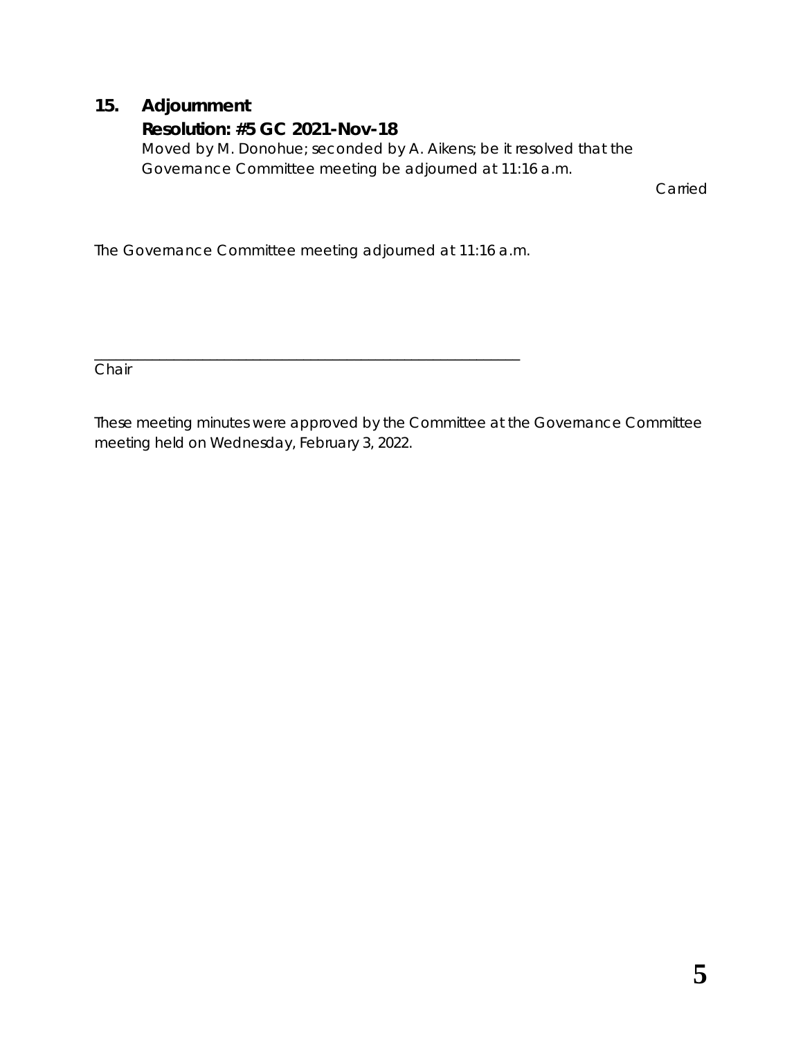## 15. Adjournment

**Resolution: #5 GC 2021-Nov-18**

Moved by M. Donohue; seconded by A. Aikens; be it resolved that the Governance Committee meeting be adjourned at 11:16 a.m.

Carried

The Governance Committee meeting adjourned at 11:16 a.m.

\_\_\_\_\_\_\_\_\_\_\_\_\_\_\_\_\_\_\_\_\_\_\_\_\_\_\_\_\_\_\_\_\_\_\_\_\_\_\_\_\_\_\_\_\_\_\_\_\_\_\_\_\_\_

Chair

These meeting minutes were approved by the Committee at the Governance Committee meeting held on Wednesday, February 3, 2022.